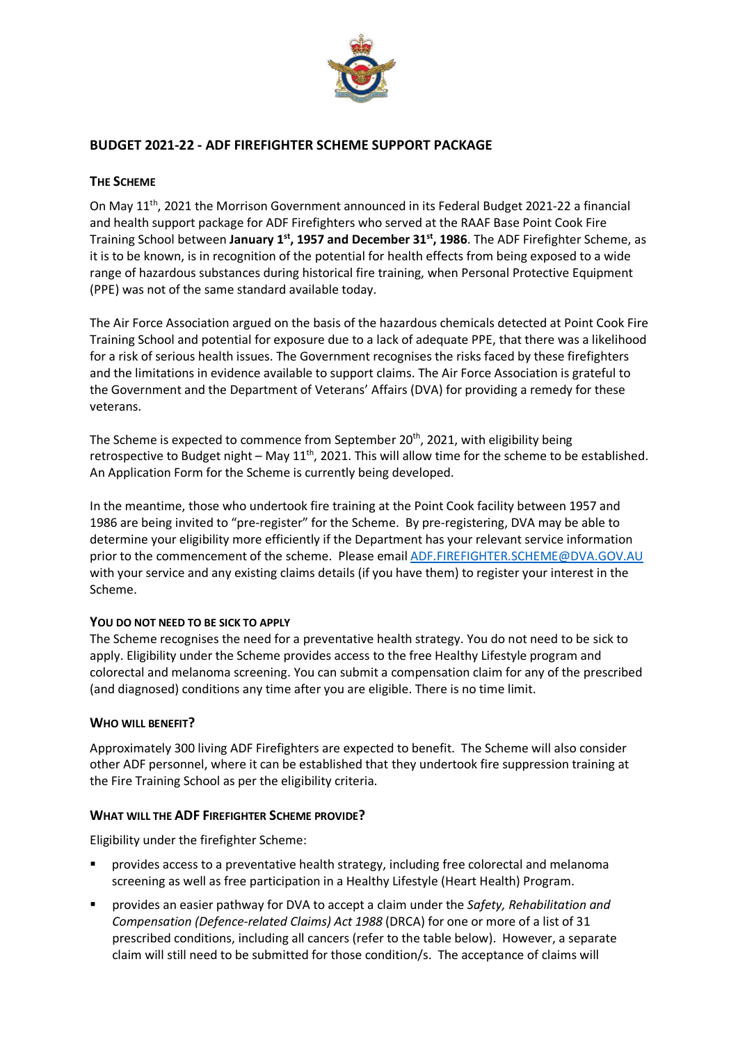# BUDGET 2021-22 - ADF FIREFIGHTER SCHEME SUPPORT PACKAGE

## THE SCHEME

On May 11th, 2021 the Morrison Government announced in its Federal Budget 2021-22 a financial and health support package for ADF Firefighters who served at the RAAF Base Point Cook Fire Training School between **January 1st, 1957 and December 31st, 1986**. The ADF Firefighter Scheme, as it is to be known, is in recognition of the potential for health effects from being exposed to a wide range of hazardous substances during historical fire training, when Personal Protective Equipment (PPE) was not of the same standard available today.

The Air Force Association argued on the basis of the hazardous chemicals detected at Point Cook Fire Training School and potential for exposure due to a lack of adequate PPE, that there was a likelihood for a risk of serious health issues. The Government recognises the risks faced by these firefighters and the limitations in evidence available to support claims. The Air Force Association is grateful to the Government and the Department of Veterans' Affairs (DVA) for providing a remedy for these veterans.

The Scheme is expected to commence from September 20th, 2021, with eligibility being retrospective to Budget night – May 11th, 2021. This will allow time for the scheme to be established. An Application Form for the Scheme is currently being developed.

In the meantime, those who undertook fire training at the Point Cook facility between 1957 and 1986 are being invited to "pre-register" for the Scheme. By pre-registering, DVA may be able to determine your eligibility more efficiently if the Department has your relevant service information prior to the commencement of the scheme. Please email [ADF.FIREFIGHTER.SCHEME@DVA.GOV.AU](mailto:ADF.FIREFIGHTER.SCHEME@DVA.GOV.AU) with your service and any existing claims details (if you have them) to register your interest in the Scheme.

### YOU DO NOT NEED TO BE SICK TO APPLY

The Scheme recognises the need for a preventative health strategy. You do not need to be sick to apply. Eligibility under the Scheme provides access to the free Healthy Lifestyle program and colorectal and melanoma screening. You can submit a compensation claim for any of the prescribed (and diagnosed) conditions any time after you are eligible. There is no time limit.

### WHO WILL BENEFIT?

Approximately 300 living ADF Firefighters are expected to benefit. The Scheme will also consider other ADF personnel, where it can be established that they undertook fire suppression training at the Fire Training School as per the eligibility criteria.

### WHAT WILL THE ADF FIREFIGHTER SCHEME PROVIDE?

Eligibility under the firefighter Scheme:

- provides access to a preventative health strategy, including free colorectal and melanoma screening as well as free participation in a Healthy Lifestyle (Heart Health) Program.
- provides an easier pathway for DVA to accept a claim under the *Safety, Rehabilitation and Compensation (Defence-related Claims) Act 1988* (DRCA) for one or more of a list of 31 prescribed conditions, including all cancers (refer to the table below). However, a separate claim will still need to be submitted for those condition/s. The acceptance of claims will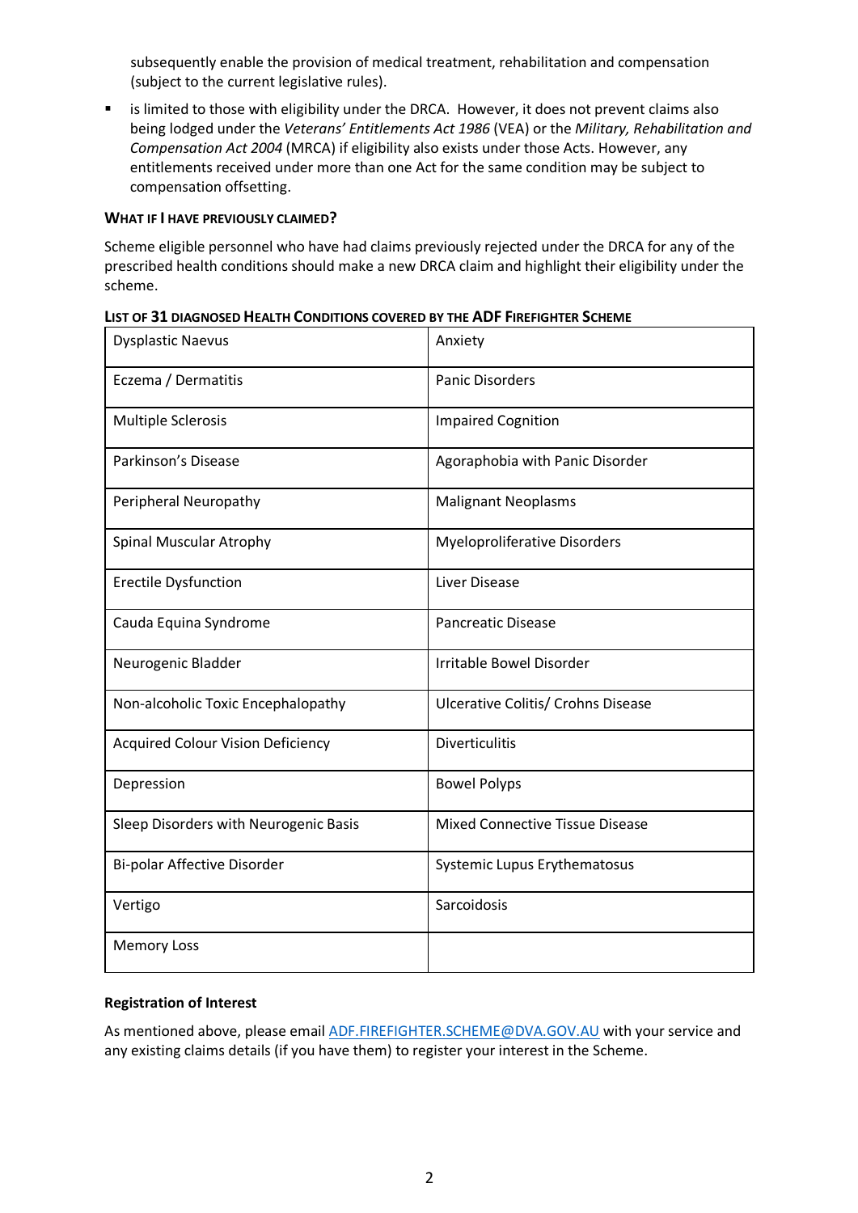subsequently enable the provision of medical treatment, rehabilitation and compensation (subject to the current legislative rules).

- is limited to those with eligibility under the DRCA. However, it does not prevent claims also being lodged under the *Veterans' Entitlements Act 1986* (VEA) or the *Military, Rehabilitation and Compensation Act 2004* (MRCA) if eligibility also exists under those Acts. However, any entitlements received under more than one Act for the same condition may be subject to compensation offsetting.

### What if I have previously claimed?

Scheme eligible personnel who have had claims previously rejected under the DRCA for any of the prescribed health conditions should make a new DRCA claim and highlight their eligibility under the scheme.

### List of 31 Diagnosed Health Conditions covered by the ADF Firefighter Scheme

| | |
|---|---|
| Dysplastic Naevus | Anxiety |
| Eczema / Dermatitis | Panic Disorders |
| Multiple Sclerosis | Impaired Cognition |
| Parkinson's Disease | Agoraphobia with Panic Disorder |
| Peripheral Neuropathy | Malignant Neoplasms |
| Spinal Muscular Atrophy | Myeloproliferative Disorders |
| Erectile Dysfunction | Liver Disease |
| Cauda Equina Syndrome | Pancreatic Disease |
| Neurogenic Bladder | Irritable Bowel Disorder |
| Non-alcoholic Toxic Encephalopathy | Ulcerative Colitis/ Crohns Disease |
| Acquired Colour Vision Deficiency | Diverticulitis |
| Depression | Bowel Polyps |
| Sleep Disorders with Neurogenic Basis | Mixed Connective Tissue Disease |
| Bi-polar Affective Disorder | Systemic Lupus Erythematosus |
| Vertigo | Sarcoidosis |
| Memory Loss | |

**Registration of Interest**

As mentioned above, please email ADF.FIREFIGHTER.SCHEME@DVA.GOV.AU with your service and any existing claims details (if you have them) to register your interest in the Scheme.